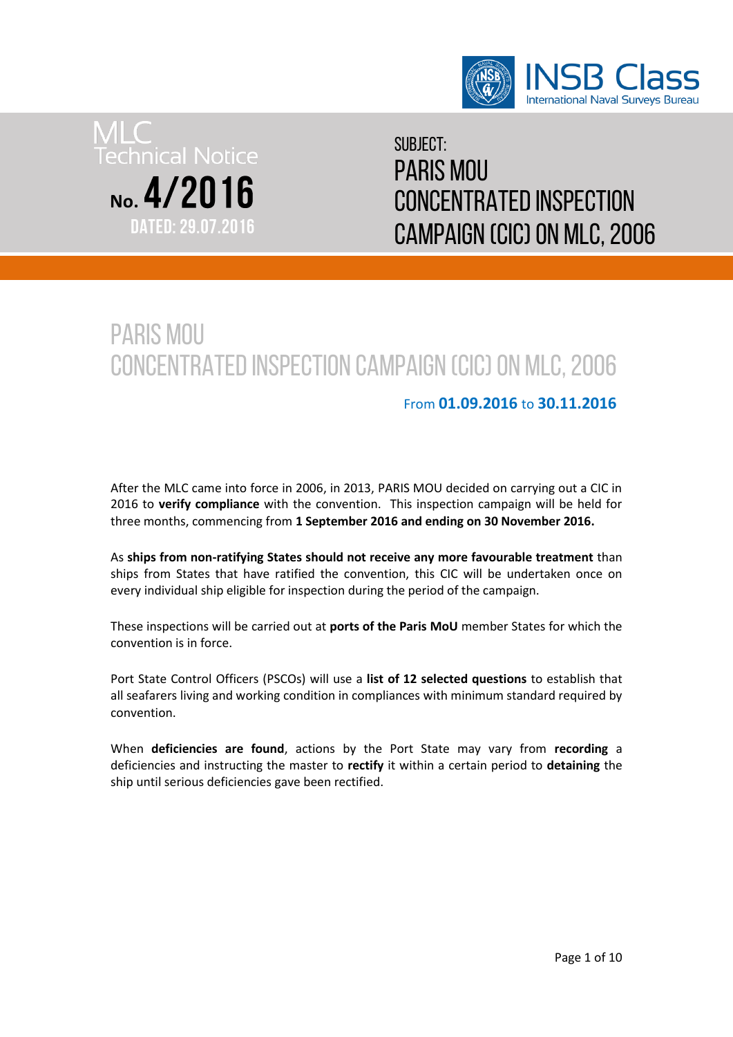INSB Class
International Naval Surveys Bureau

MLC
Technical Notice
No. 4/2016
DATED: 29.07.2016

SUBJECT:
PARIS MOU
CONCENTRATED INSPECTION CAMPAIGN (CIC) ON MLC, 2006

# PARIS MOU
# CONCENTRATED INSPECTION CAMPAIGN (CIC) ON MLC, 2006

From **01.09.2016** to **30.11.2016**

After the MLC came into force in 2006, in 2013, PARIS MOU decided on carrying out a CIC in 2016 to **verify compliance** with the convention. This inspection campaign will be held for three months, commencing from **1 September 2016 and ending on 30 November 2016.**

As **ships from non-ratifying States should not receive any more favourable treatment** than ships from States that have ratified the convention, this CIC will be undertaken once on every individual ship eligible for inspection during the period of the campaign.

These inspections will be carried out at **ports of the Paris MoU** member States for which the convention is in force.

Port State Control Officers (PSCOs) will use a **list of 12 selected questions** to establish that all seafarers living and working condition in compliances with minimum standard required by convention.

When **deficiencies are found**, actions by the Port State may vary from **recording** a deficiencies and instructing the master to **rectify** it within a certain period to **detaining** the ship until serious deficiencies gave been rectified.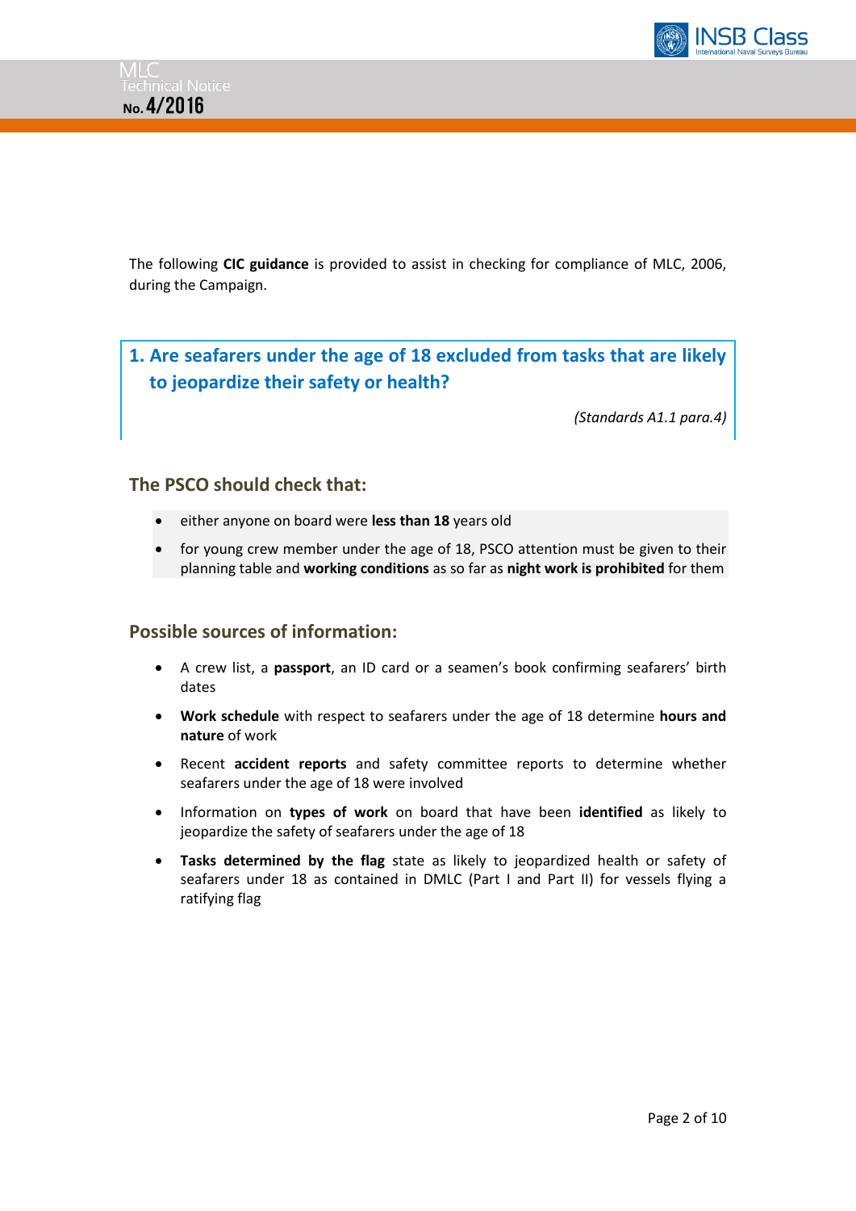The following **CIC guidance** is provided to assist in checking for compliance of MLC, 2006, during the Campaign.

## 1. Are seafarers under the age of 18 excluded from tasks that are likely to jeopardize their safety or health?

*(Standards A1.1 para.4)*

### The PSCO should check that:

- either anyone on board were **less than 18** years old
- for young crew member under the age of 18, PSCO attention must be given to their planning table and **working conditions** as so far as **night work is prohibited** for them

### Possible sources of information:

- A crew list, a **passport**, an ID card or a seamen's book confirming seafarers' birth dates
- **Work schedule** with respect to seafarers under the age of 18 determine **hours and nature** of work
- Recent **accident reports** and safety committee reports to determine whether seafarers under the age of 18 were involved
- Information on **types of work** on board that have been **identified** as likely to jeopardize the safety of seafarers under the age of 18
- **Tasks determined by the flag** state as likely to jeopardized health or safety of seafarers under 18 as contained in DMLC (Part I and Part II) for vessels flying a ratifying flag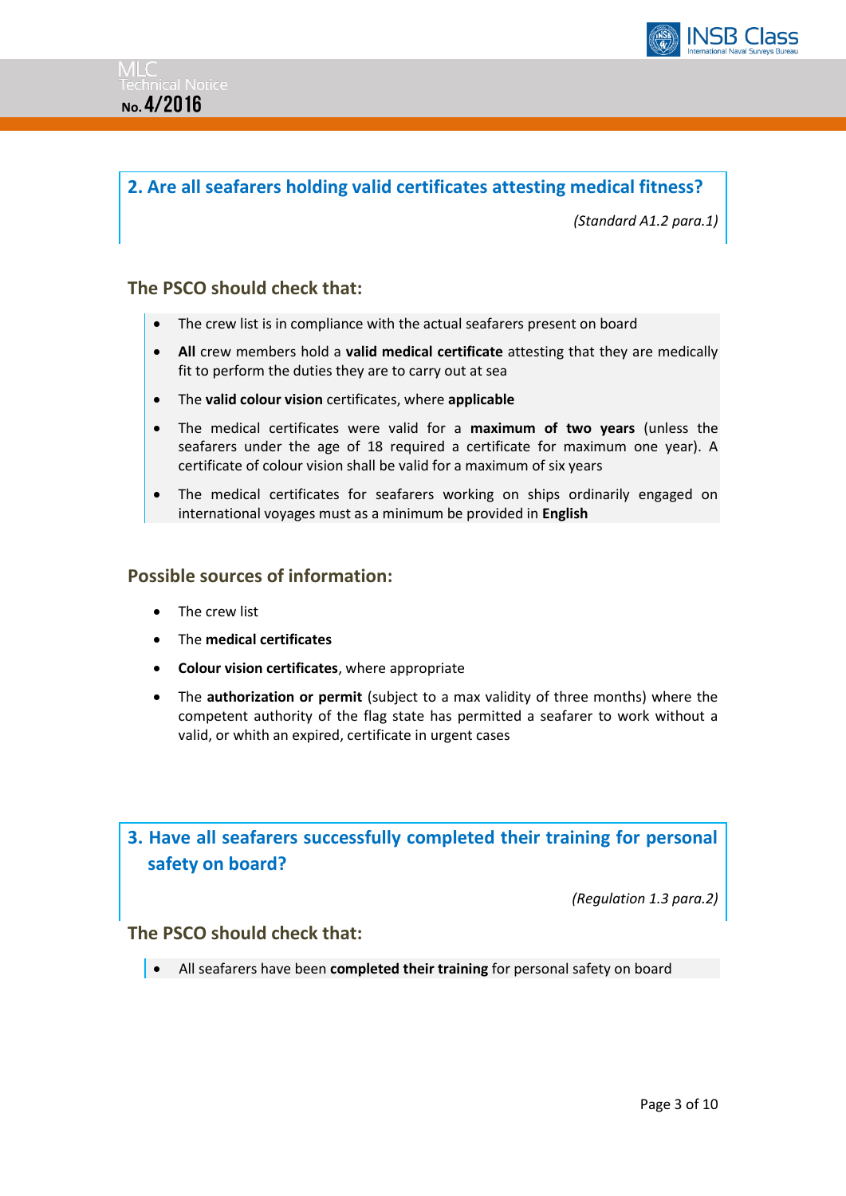## 2. Are all seafarers holding valid certificates attesting medical fitness?

*(Standard A1.2 para.1)*

### The PSCO should check that:

- The crew list is in compliance with the actual seafarers present on board
- **All** crew members hold a **valid medical certificate** attesting that they are medically fit to perform the duties they are to carry out at sea
- The **valid colour vision** certificates, where **applicable**
- The medical certificates were valid for a **maximum of two years** (unless the seafarers under the age of 18 required a certificate for maximum one year). A certificate of colour vision shall be valid for a maximum of six years
- The medical certificates for seafarers working on ships ordinarily engaged on international voyages must as a minimum be provided in **English**

### Possible sources of information:

- The crew list
- The **medical certificates**
- **Colour vision certificates**, where appropriate
- The **authorization or permit** (subject to a max validity of three months) where the competent authority of the flag state has permitted a seafarer to work without a valid, or whith an expired, certificate in urgent cases

## 3. Have all seafarers successfully completed their training for personal safety on board?

*(Regulation 1.3 para.2)*

### The PSCO should check that:

- All seafarers have been **completed their training** for personal safety on board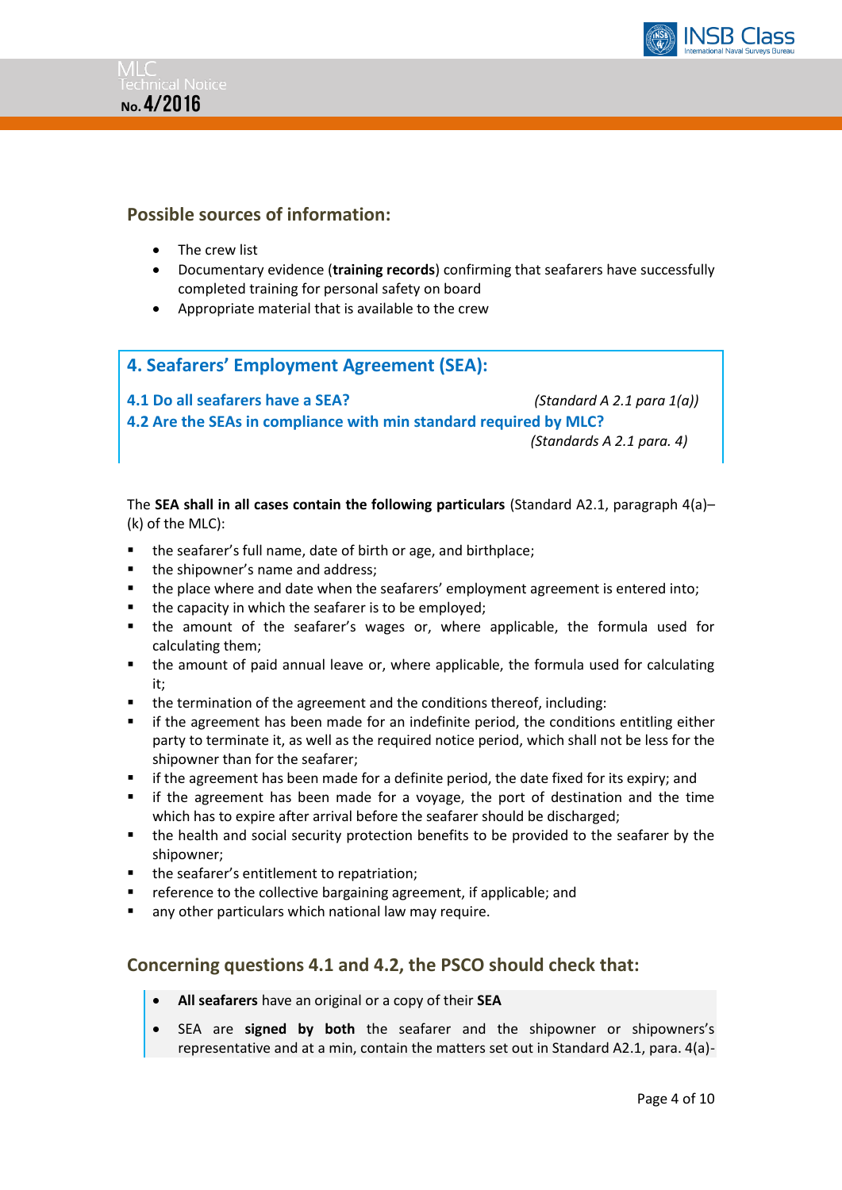## Possible sources of information:

- The crew list
- Documentary evidence (**training records**) confirming that seafarers have successfully completed training for personal safety on board
- Appropriate material that is available to the crew

## 4. Seafarers' Employment Agreement (SEA):

### 4.1 Do all seafarers have a SEA? *(Standard A 2.1 para 1(a))*

### 4.2 Are the SEAs in compliance with min standard required by MLC? *(Standards A 2.1 para. 4)*

The **SEA shall in all cases contain the following particulars** (Standard A2.1, paragraph 4(a)–(k) of the MLC):

- the seafarer's full name, date of birth or age, and birthplace;
- the shipowner's name and address;
- the place where and date when the seafarers' employment agreement is entered into;
- the capacity in which the seafarer is to be employed;
- the amount of the seafarer's wages or, where applicable, the formula used for calculating them;
- the amount of paid annual leave or, where applicable, the formula used for calculating it;
- the termination of the agreement and the conditions thereof, including:
- if the agreement has been made for an indefinite period, the conditions entitling either party to terminate it, as well as the required notice period, which shall not be less for the shipowner than for the seafarer;
- if the agreement has been made for a definite period, the date fixed for its expiry; and
- if the agreement has been made for a voyage, the port of destination and the time which has to expire after arrival before the seafarer should be discharged;
- the health and social security protection benefits to be provided to the seafarer by the shipowner;
- the seafarer's entitlement to repatriation;
- reference to the collective bargaining agreement, if applicable; and
- any other particulars which national law may require.

## Concerning questions 4.1 and 4.2, the PSCO should check that:

- **All seafarers** have an original or a copy of their **SEA**
- SEA are **signed by both** the seafarer and the shipowner or shipowners's representative and at a min, contain the matters set out in Standard A2.1, para. 4(a)-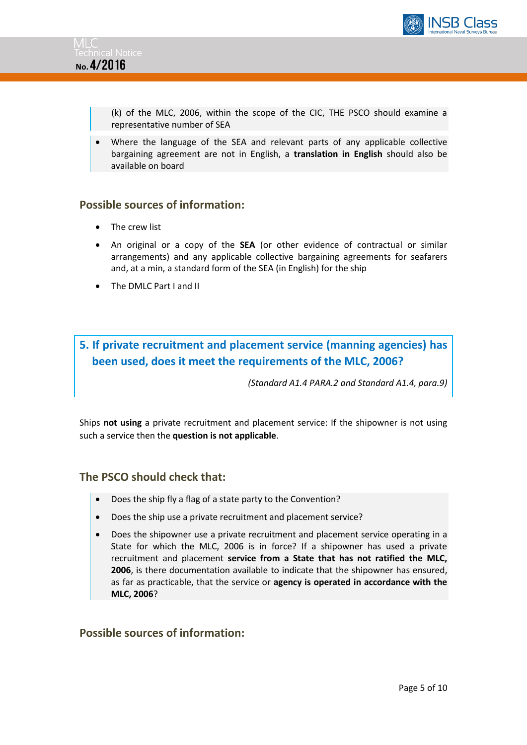(k) of the MLC, 2006, within the scope of the CIC, THE PSCO should examine a representative number of SEA

- Where the language of the SEA and relevant parts of any applicable collective bargaining agreement are not in English, a **translation in English** should also be available on board

## Possible sources of information:

- The crew list
- An original or a copy of the **SEA** (or other evidence of contractual or similar arrangements) and any applicable collective bargaining agreements for seafarers and, at a min, a standard form of the SEA (in English) for the ship
- The DMLC Part I and II

## 5. If private recruitment and placement service (manning agencies) has been used, does it meet the requirements of the MLC, 2006?

*(Standard A1.4 PARA.2 and Standard A1.4, para.9)*

Ships **not using** a private recruitment and placement service: If the shipowner is not using such a service then the **question is not applicable**.

## The PSCO should check that:

- Does the ship fly a flag of a state party to the Convention?
- Does the ship use a private recruitment and placement service?
- Does the shipowner use a private recruitment and placement service operating in a State for which the MLC, 2006 is in force? If a shipowner has used a private recruitment and placement **service from a State that has not ratified the MLC, 2006**, is there documentation available to indicate that the shipowner has ensured, as far as practicable, that the service or **agency is operated in accordance with the MLC, 2006**?

## Possible sources of information: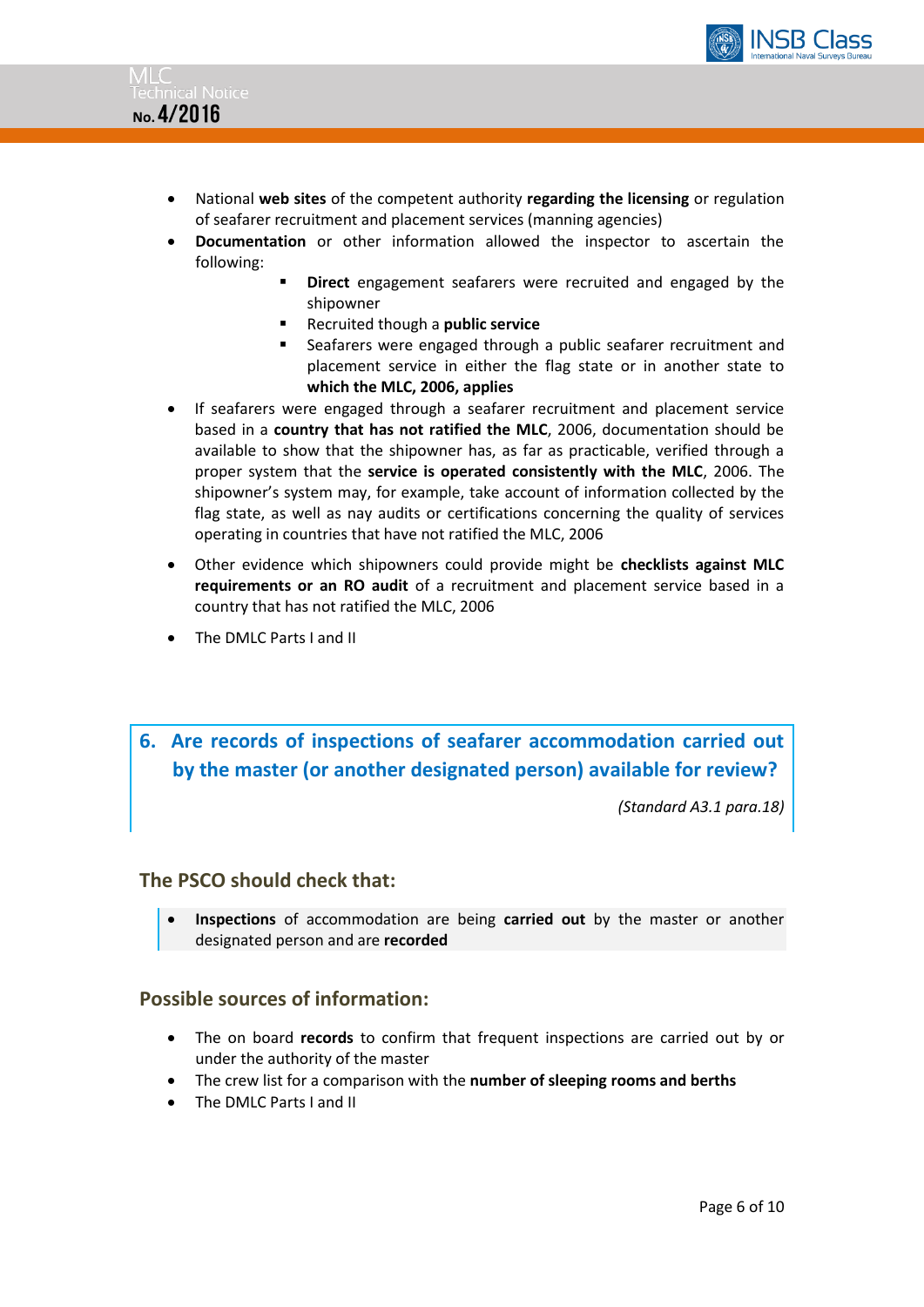- National **web sites** of the competent authority **regarding the licensing** or regulation of seafarer recruitment and placement services (manning agencies)
- **Documentation** or other information allowed the inspector to ascertain the following:
  - **Direct** engagement seafarers were recruited and engaged by the shipowner
  - Recruited though a **public service**
  - Seafarers were engaged through a public seafarer recruitment and placement service in either the flag state or in another state to **which the MLC, 2006, applies**
- If seafarers were engaged through a seafarer recruitment and placement service based in a **country that has not ratified the MLC**, 2006, documentation should be available to show that the shipowner has, as far as practicable, verified through a proper system that the **service is operated consistently with the MLC**, 2006. The shipowner's system may, for example, take account of information collected by the flag state, as well as nay audits or certifications concerning the quality of services operating in countries that have not ratified the MLC, 2006
- Other evidence which shipowners could provide might be **checklists against MLC requirements or an RO audit** of a recruitment and placement service based in a country that has not ratified the MLC, 2006
- The DMLC Parts I and II

## 6. Are records of inspections of seafarer accommodation carried out by the master (or another designated person) available for review?

*(Standard A3.1 para.18)*

### The PSCO should check that:

- **Inspections** of accommodation are being **carried out** by the master or another designated person and are **recorded**

### Possible sources of information:

- The on board **records** to confirm that frequent inspections are carried out by or under the authority of the master
- The crew list for a comparison with the **number of sleeping rooms and berths**
- The DMLC Parts I and II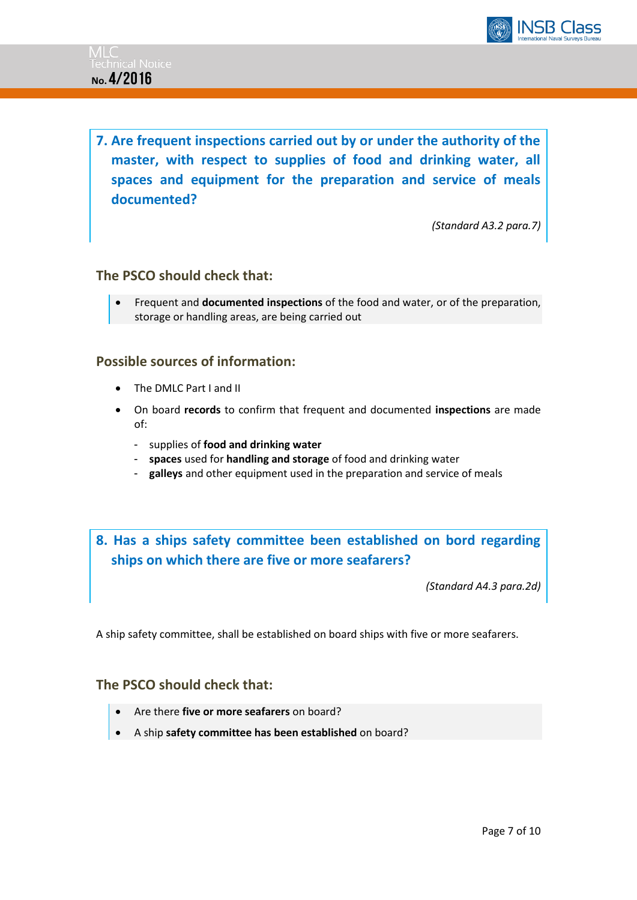## 7. Are frequent inspections carried out by or under the authority of the master, with respect to supplies of food and drinking water, all spaces and equipment for the preparation and service of meals documented?

*(Standard A3.2 para.7)*

### The PSCO should check that:

- Frequent and **documented inspections** of the food and water, or of the preparation, storage or handling areas, are being carried out

### Possible sources of information:

- The DMLC Part I and II
- On board **records** to confirm that frequent and documented **inspections** are made of:
  - supplies of **food and drinking water**
  - **spaces** used for **handling and storage** of food and drinking water
  - **galleys** and other equipment used in the preparation and service of meals

## 8. Has a ships safety committee been established on bord regarding ships on which there are five or more seafarers?

*(Standard A4.3 para.2d)*

A ship safety committee, shall be established on board ships with five or more seafarers.

### The PSCO should check that:

- Are there **five or more seafarers** on board?
- A ship **safety committee has been established** on board?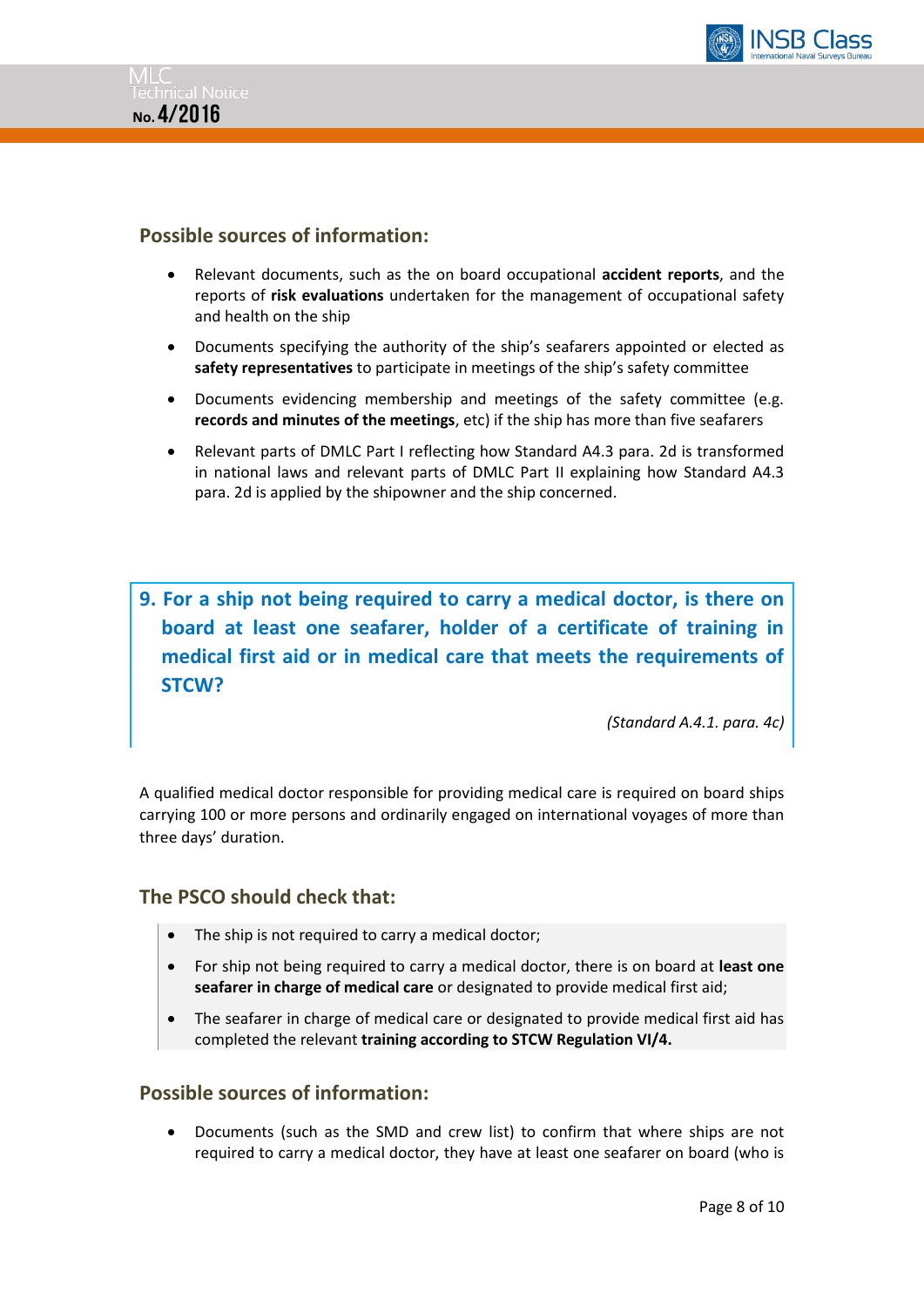## Possible sources of information:

- Relevant documents, such as the on board occupational **accident reports**, and the reports of **risk evaluations** undertaken for the management of occupational safety and health on the ship
- Documents specifying the authority of the ship's seafarers appointed or elected as **safety representatives** to participate in meetings of the ship's safety committee
- Documents evidencing membership and meetings of the safety committee (e.g. **records and minutes of the meetings**, etc) if the ship has more than five seafarers
- Relevant parts of DMLC Part I reflecting how Standard A4.3 para. 2d is transformed in national laws and relevant parts of DMLC Part II explaining how Standard A4.3 para. 2d is applied by the shipowner and the ship concerned.

## 9. For a ship not being required to carry a medical doctor, is there on board at least one seafarer, holder of a certificate of training in medical first aid or in medical care that meets the requirements of STCW?

*(Standard A.4.1. para. 4c)*

A qualified medical doctor responsible for providing medical care is required on board ships carrying 100 or more persons and ordinarily engaged on international voyages of more than three days' duration.

## The PSCO should check that:

- The ship is not required to carry a medical doctor;
- For ship not being required to carry a medical doctor, there is on board at **least one seafarer in charge of medical care** or designated to provide medical first aid;
- The seafarer in charge of medical care or designated to provide medical first aid has completed the relevant **training according to STCW Regulation VI/4.**

## Possible sources of information:

- Documents (such as the SMD and crew list) to confirm that where ships are not required to carry a medical doctor, they have at least one seafarer on board (who is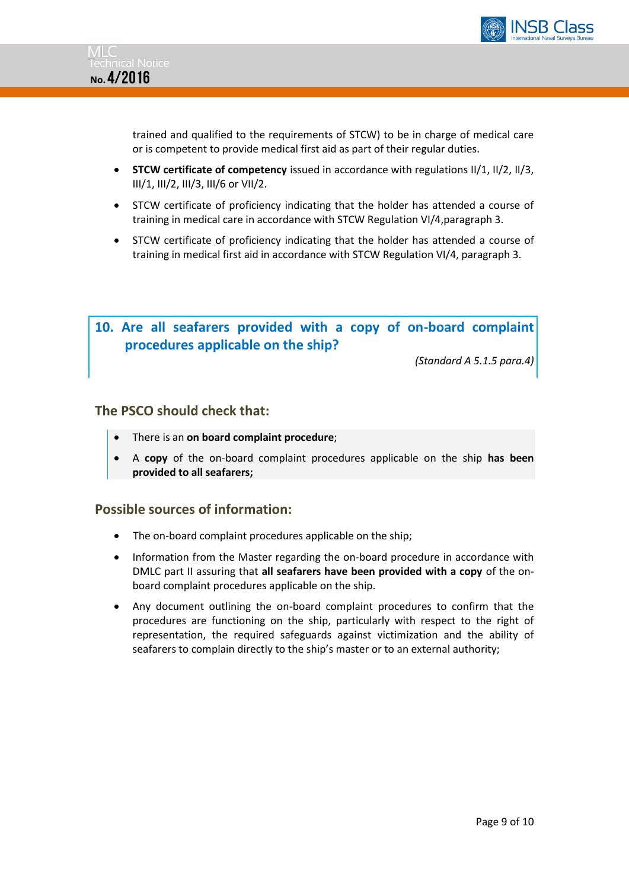trained and qualified to the requirements of STCW) to be in charge of medical care or is competent to provide medical first aid as part of their regular duties.

- **STCW certificate of competency** issued in accordance with regulations II/1, II/2, II/3, III/1, III/2, III/3, III/6 or VII/2.
- STCW certificate of proficiency indicating that the holder has attended a course of training in medical care in accordance with STCW Regulation VI/4,paragraph 3.
- STCW certificate of proficiency indicating that the holder has attended a course of training in medical first aid in accordance with STCW Regulation VI/4, paragraph 3.

## 10. Are all seafarers provided with a copy of on-board complaint procedures applicable on the ship?

*(Standard A 5.1.5 para.4)*

### The PSCO should check that:

- There is an **on board complaint procedure**;
- A **copy** of the on-board complaint procedures applicable on the ship **has been provided to all seafarers;**

### Possible sources of information:

- The on-board complaint procedures applicable on the ship;
- Information from the Master regarding the on-board procedure in accordance with DMLC part II assuring that **all seafarers have been provided with a copy** of the on-board complaint procedures applicable on the ship.
- Any document outlining the on-board complaint procedures to confirm that the procedures are functioning on the ship, particularly with respect to the right of representation, the required safeguards against victimization and the ability of seafarers to complain directly to the ship's master or to an external authority;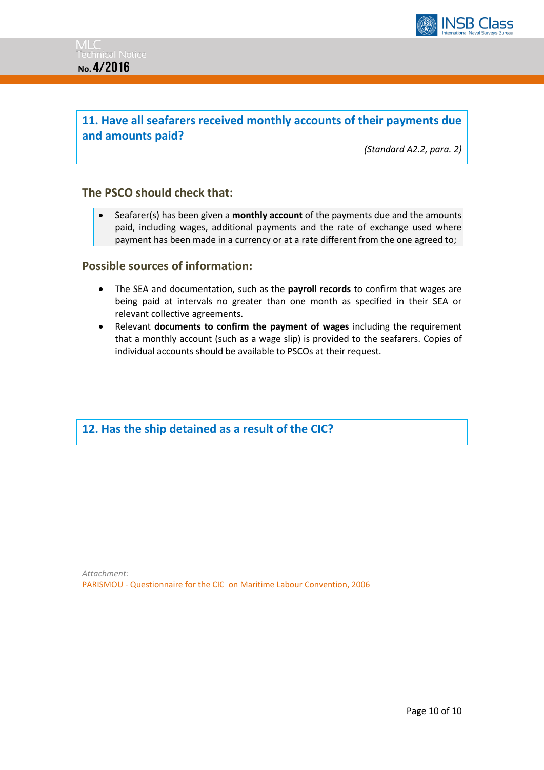## 11. Have all seafarers received monthly accounts of their payments due and amounts paid?

*(Standard A2.2, para. 2)*

### The PSCO should check that:

- Seafarer(s) has been given a **monthly account** of the payments due and the amounts paid, including wages, additional payments and the rate of exchange used where payment has been made in a currency or at a rate different from the one agreed to;

### Possible sources of information:

- The SEA and documentation, such as the **payroll records** to confirm that wages are being paid at intervals no greater than one month as specified in their SEA or relevant collective agreements.
- Relevant **documents to confirm the payment of wages** including the requirement that a monthly account (such as a wage slip) is provided to the seafarers. Copies of individual accounts should be available to PSCOs at their request.

## 12. Has the ship detained as a result of the CIC?

*Attachment*:

PARISMOU - Questionnaire for the CIC on Maritime Labour Convention, 2006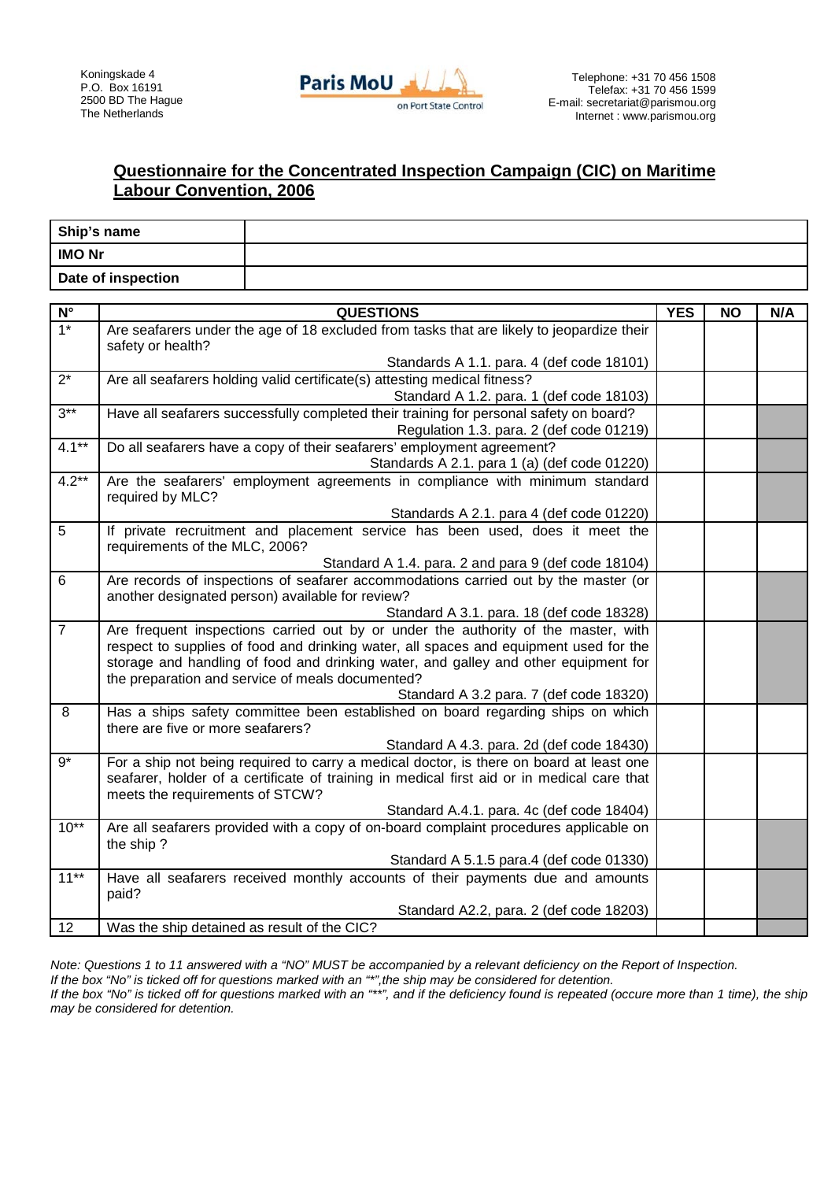Koningskade 4
P.O. Box 16191
2500 BD The Hague
The Netherlands

Paris MoU on Port State Control

Telephone: +31 70 456 1508
Telefax: +31 70 456 1599
E-mail: secretariat@parismou.org
Internet : www.parismou.org

## Questionnaire for the Concentrated Inspection Campaign (CIC) on Maritime Labour Convention, 2006

| | |
|---|---|
| **Ship's name** | |
| **IMO Nr** | |
| **Date of inspection** | |

| N° | QUESTIONS | YES | NO | N/A |
|---|---|---|---|---|
| 1* | Are seafarers under the age of 18 excluded from tasks that are likely to jeopardize their safety or health? Standards A 1.1. para. 4 (def code 18101) | | | |
| 2* | Are all seafarers holding valid certificate(s) attesting medical fitness? Standard A 1.2. para. 1 (def code 18103) | | | |
| 3** | Have all seafarers successfully completed their training for personal safety on board? Regulation 1.3. para. 2 (def code 01219) | | | |
| 4.1** | Do all seafarers have a copy of their seafarers' employment agreement? Standards A 2.1. para 1 (a) (def code 01220) | | | |
| 4.2** | Are the seafarers' employment agreements in compliance with minimum standard required by MLC? Standards A 2.1. para 4 (def code 01220) | | | |
| 5 | If private recruitment and placement service has been used, does it meet the requirements of the MLC, 2006? Standard A 1.4. para. 2 and para 9 (def code 18104) | | | |
| 6 | Are records of inspections of seafarer accommodations carried out by the master (or another designated person) available for review? Standard A 3.1. para. 18 (def code 18328) | | | |
| 7 | Are frequent inspections carried out by or under the authority of the master, with respect to supplies of food and drinking water, all spaces and equipment used for the storage and handling of food and drinking water, and galley and other equipment for the preparation and service of meals documented? Standard A 3.2 para. 7 (def code 18320) | | | |
| 8 | Has a ships safety committee been established on board regarding ships on which there are five or more seafarers? Standard A 4.3. para. 2d (def code 18430) | | | |
| 9* | For a ship not being required to carry a medical doctor, is there on board at least one seafarer, holder of a certificate of training in medical first aid or in medical care that meets the requirements of STCW? Standard A.4.1. para. 4c (def code 18404) | | | |
| 10** | Are all seafarers provided with a copy of on-board complaint procedures applicable on the ship ? Standard A 5.1.5 para.4 (def code 01330) | | | |
| 11** | Have all seafarers received monthly accounts of their payments due and amounts paid? Standard A2.2, para. 2 (def code 18203) | | | |
| 12 | Was the ship detained as result of the CIC? | | | |

*Note: Questions 1 to 11 answered with a "NO" MUST be accompanied by a relevant deficiency on the Report of Inspection.*
*If the box "No" is ticked off for questions marked with an "*",the ship may be considered for detention.*
*If the box "No" is ticked off for questions marked with an "**", and if the deficiency found is repeated (occure more than 1 time), the ship may be considered for detention.*